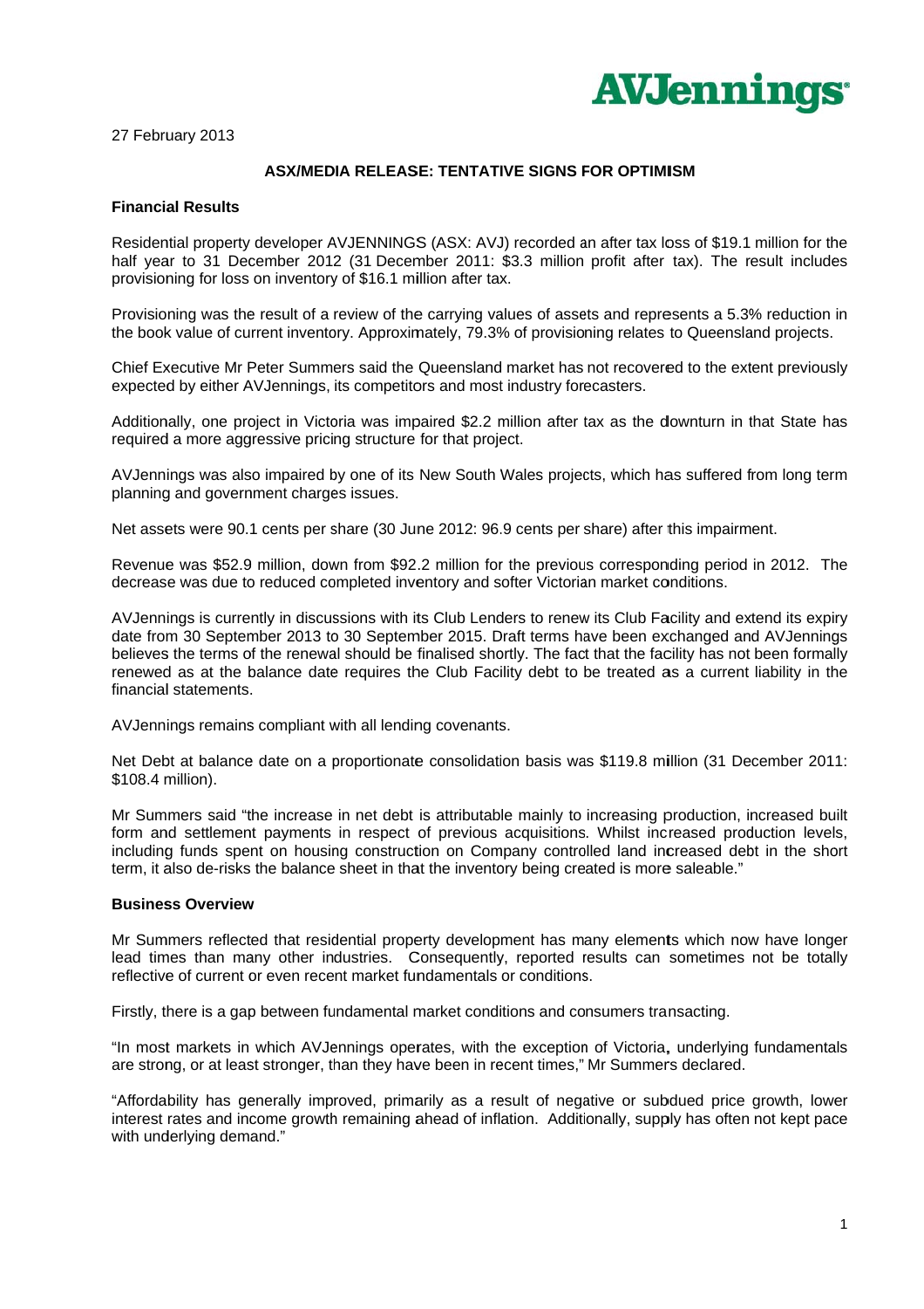AVJennings

27 February 2013

**ASX/MEDIA RELEASE: TENTATIVE SIGNS FOR OPTIMISM**

**Financial Results**

Residential property developer AVJENNINGS (ASX: AVJ) recorded an after tax loss of $19.1 million for the half year to 31 December 2012 (31 December 2011: $3.3 million profit after tax). The result includes provisioning for loss on inventory of $16.1 million after tax.

Provisioning was the result of a review of the carrying values of assets and represents a 5.3% reduction in the book value of current inventory. Approximately, 79.3% of provisioning relates to Queensland projects.

Chief Executive Mr Peter Summers said the Queensland market has not recovered to the extent previously expected by either AVJennings, its competitors and most industry forecasters.

Additionally, one project in Victoria was impaired $2.2 million after tax as the downturn in that State has required a more aggressive pricing structure for that project.

AVJennings was also impaired by one of its New South Wales projects, which has suffered from long term planning and government charges issues.

Net assets were 90.1 cents per share (30 June 2012: 96.9 cents per share) after this impairment.

Revenue was $52.9 million, down from $92.2 million for the previous corresponding period in 2012. The decrease was due to reduced completed inventory and softer Victorian market conditions.

AVJennings is currently in discussions with its Club Lenders to renew its Club Facility and extend its expiry date from 30 September 2013 to 30 September 2015. Draft terms have been exchanged and AVJennings believes the terms of the renewal should be finalised shortly. The fact that the facility has not been formally renewed as at the balance date requires the Club Facility debt to be treated as a current liability in the financial statements.

AVJennings remains compliant with all lending covenants.

Net Debt at balance date on a proportionate consolidation basis was $119.8 million (31 December 2011: $108.4 million).

Mr Summers said "the increase in net debt is attributable mainly to increasing production, increased built form and settlement payments in respect of previous acquisitions. Whilst increased production levels, including funds spent on housing construction on Company controlled land increased debt in the short term, it also de-risks the balance sheet in that the inventory being created is more saleable."

**Business Overview**

Mr Summers reflected that residential property development has many elements which now have longer lead times than many other industries. Consequently, reported results can sometimes not be totally reflective of current or even recent market fundamentals or conditions.

Firstly, there is a gap between fundamental market conditions and consumers transacting.

"In most markets in which AVJennings operates, with the exception of Victoria, underlying fundamentals are strong, or at least stronger, than they have been in recent times," Mr Summers declared.

"Affordability has generally improved, primarily as a result of negative or subdued price growth, lower interest rates and income growth remaining ahead of inflation. Additionally, supply has often not kept pace with underlying demand."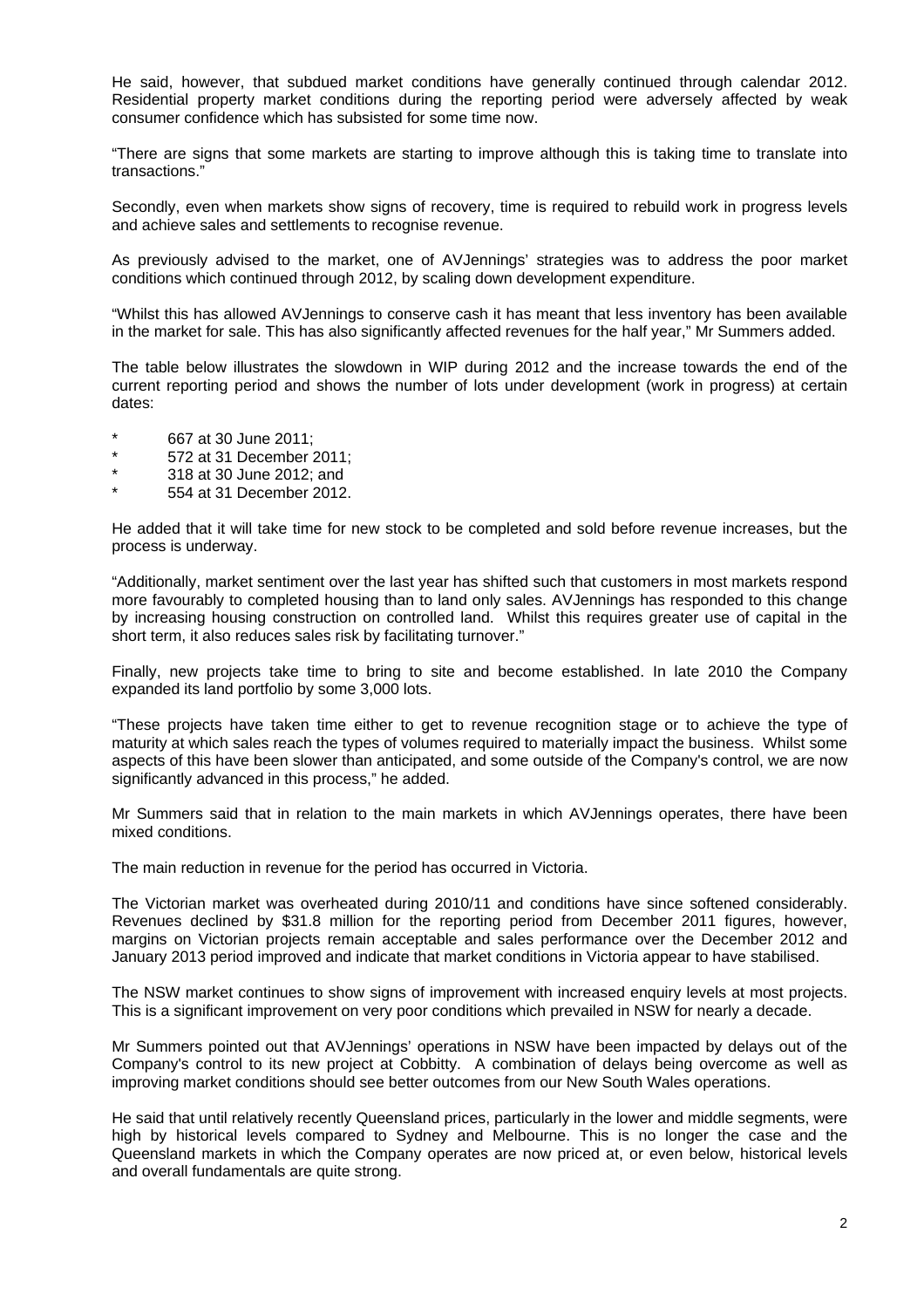He said, however, that subdued market conditions have generally continued through calendar 2012. Residential property market conditions during the reporting period were adversely affected by weak consumer confidence which has subsisted for some time now.

"There are signs that some markets are starting to improve although this is taking time to translate into transactions."

Secondly, even when markets show signs of recovery, time is required to rebuild work in progress levels and achieve sales and settlements to recognise revenue.

As previously advised to the market, one of AVJennings' strategies was to address the poor market conditions which continued through 2012, by scaling down development expenditure.

"Whilst this has allowed AVJennings to conserve cash it has meant that less inventory has been available in the market for sale. This has also significantly affected revenues for the half year," Mr Summers added.

The table below illustrates the slowdown in WIP during 2012 and the increase towards the end of the current reporting period and shows the number of lots under development (work in progress) at certain dates:

* 667 at 30 June 2011;
* 572 at 31 December 2011;
* 318 at 30 June 2012; and
* 554 at 31 December 2012.

He added that it will take time for new stock to be completed and sold before revenue increases, but the process is underway.

"Additionally, market sentiment over the last year has shifted such that customers in most markets respond more favourably to completed housing than to land only sales. AVJennings has responded to this change by increasing housing construction on controlled land. Whilst this requires greater use of capital in the short term, it also reduces sales risk by facilitating turnover."

Finally, new projects take time to bring to site and become established. In late 2010 the Company expanded its land portfolio by some 3,000 lots.

"These projects have taken time either to get to revenue recognition stage or to achieve the type of maturity at which sales reach the types of volumes required to materially impact the business. Whilst some aspects of this have been slower than anticipated, and some outside of the Company's control, we are now significantly advanced in this process," he added.

Mr Summers said that in relation to the main markets in which AVJennings operates, there have been mixed conditions.

The main reduction in revenue for the period has occurred in Victoria.

The Victorian market was overheated during 2010/11 and conditions have since softened considerably. Revenues declined by $31.8 million for the reporting period from December 2011 figures, however, margins on Victorian projects remain acceptable and sales performance over the December 2012 and January 2013 period improved and indicate that market conditions in Victoria appear to have stabilised.

The NSW market continues to show signs of improvement with increased enquiry levels at most projects. This is a significant improvement on very poor conditions which prevailed in NSW for nearly a decade.

Mr Summers pointed out that AVJennings' operations in NSW have been impacted by delays out of the Company's control to its new project at Cobbitty. A combination of delays being overcome as well as improving market conditions should see better outcomes from our New South Wales operations.

He said that until relatively recently Queensland prices, particularly in the lower and middle segments, were high by historical levels compared to Sydney and Melbourne. This is no longer the case and the Queensland markets in which the Company operates are now priced at, or even below, historical levels and overall fundamentals are quite strong.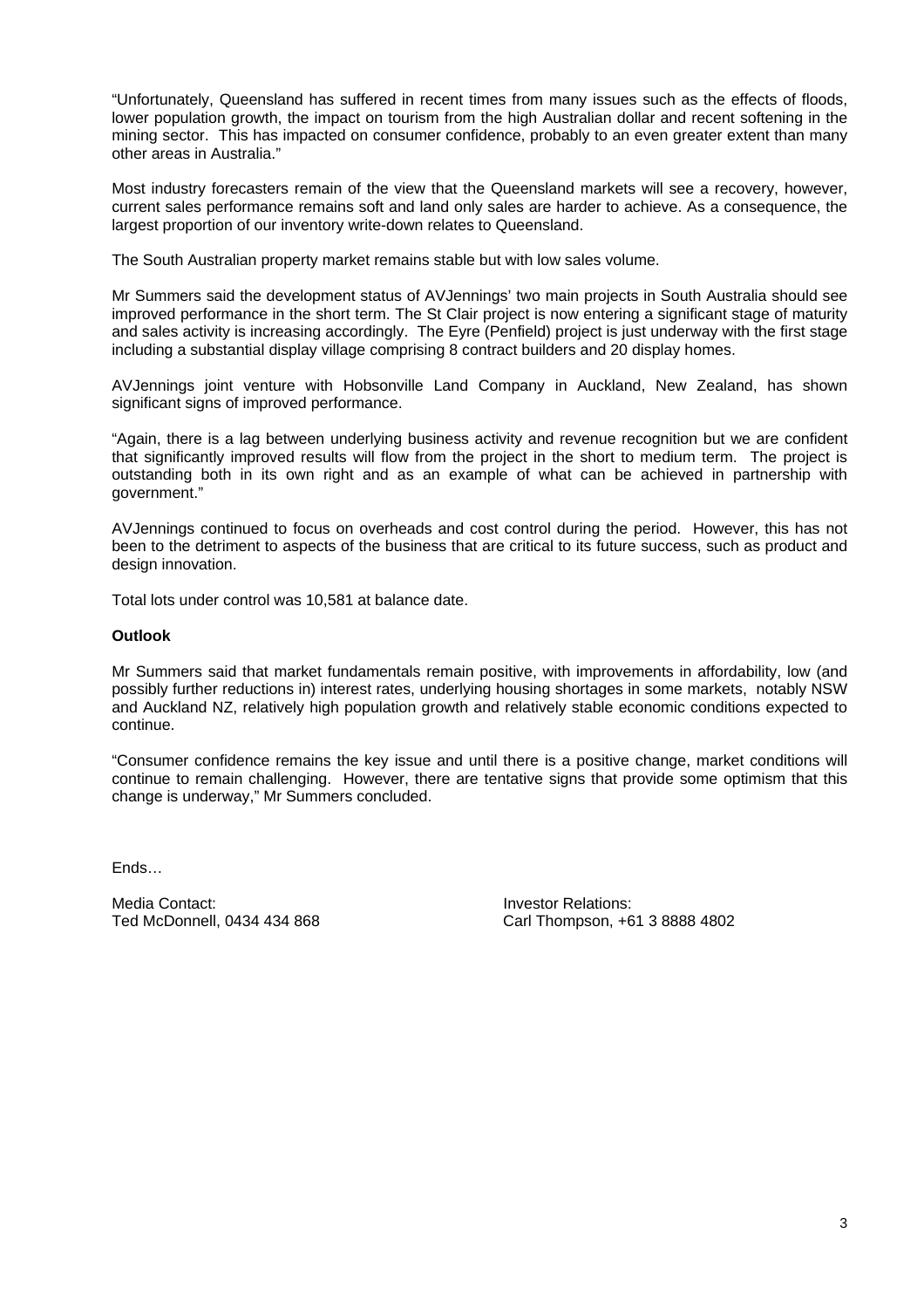"Unfortunately, Queensland has suffered in recent times from many issues such as the effects of floods, lower population growth, the impact on tourism from the high Australian dollar and recent softening in the mining sector. This has impacted on consumer confidence, probably to an even greater extent than many other areas in Australia."

Most industry forecasters remain of the view that the Queensland markets will see a recovery, however, current sales performance remains soft and land only sales are harder to achieve. As a consequence, the largest proportion of our inventory write-down relates to Queensland.

The South Australian property market remains stable but with low sales volume.

Mr Summers said the development status of AVJennings' two main projects in South Australia should see improved performance in the short term. The St Clair project is now entering a significant stage of maturity and sales activity is increasing accordingly. The Eyre (Penfield) project is just underway with the first stage including a substantial display village comprising 8 contract builders and 20 display homes.

AVJennings joint venture with Hobsonville Land Company in Auckland, New Zealand, has shown significant signs of improved performance.

"Again, there is a lag between underlying business activity and revenue recognition but we are confident that significantly improved results will flow from the project in the short to medium term. The project is outstanding both in its own right and as an example of what can be achieved in partnership with government."

AVJennings continued to focus on overheads and cost control during the period. However, this has not been to the detriment to aspects of the business that are critical to its future success, such as product and design innovation.

Total lots under control was 10,581 at balance date.

**Outlook**

Mr Summers said that market fundamentals remain positive, with improvements in affordability, low (and possibly further reductions in) interest rates, underlying housing shortages in some markets, notably NSW and Auckland NZ, relatively high population growth and relatively stable economic conditions expected to continue.

"Consumer confidence remains the key issue and until there is a positive change, market conditions will continue to remain challenging. However, there are tentative signs that provide some optimism that this change is underway," Mr Summers concluded.

Ends…

Media Contact:
Ted McDonnell, 0434 434 868

Investor Relations:
Carl Thompson, +61 3 8888 4802